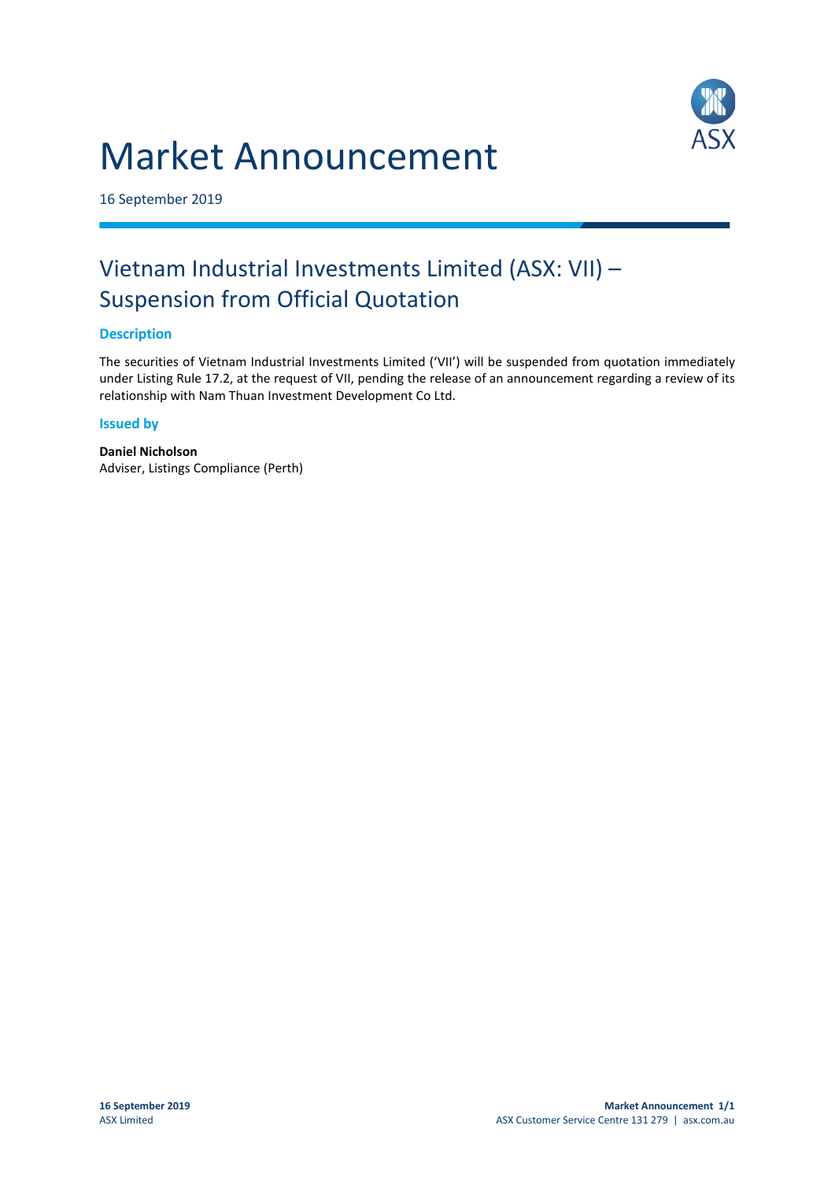# Market Announcement

16 September 2019

## Vietnam Industrial Investments Limited (ASX: VII) – Suspension from Official Quotation

### Description

The securities of Vietnam Industrial Investments Limited ('VII') will be suspended from quotation immediately under Listing Rule 17.2, at the request of VII, pending the release of an announcement regarding a review of its relationship with Nam Thuan Investment Development Co Ltd.

### Issued by

**Daniel Nicholson**
Adviser, Listings Compliance (Perth)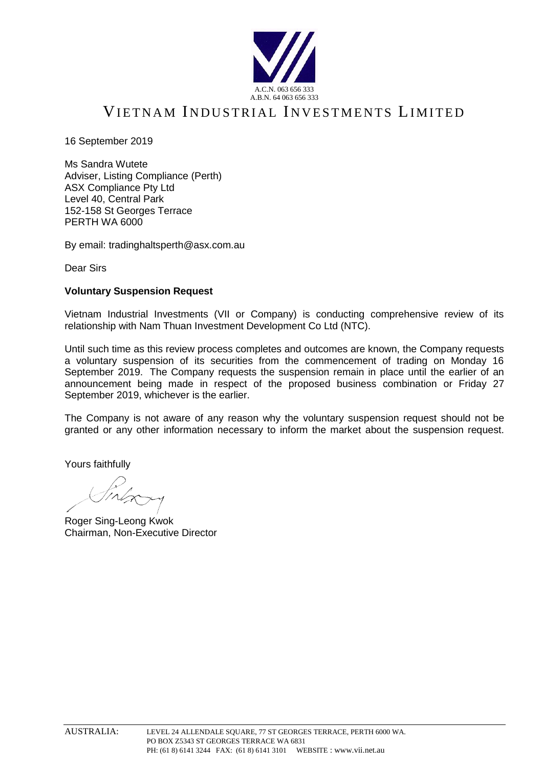A.C.N. 063 656 333
A.B.N. 64 063 656 333

# VIETNAM INDUSTRIAL INVESTMENTS LIMITED

16 September 2019

Ms Sandra Wutete
Adviser, Listing Compliance (Perth)
ASX Compliance Pty Ltd
Level 40, Central Park
152-158 St Georges Terrace
PERTH WA 6000

By email: tradinghaltsperth@asx.com.au

Dear Sirs

**Voluntary Suspension Request**

Vietnam Industrial Investments (VII or Company) is conducting comprehensive review of its relationship with Nam Thuan Investment Development Co Ltd (NTC).

Until such time as this review process completes and outcomes are known, the Company requests a voluntary suspension of its securities from the commencement of trading on Monday 16 September 2019. The Company requests the suspension remain in place until the earlier of an announcement being made in respect of the proposed business combination or Friday 27 September 2019, whichever is the earlier.

The Company is not aware of any reason why the voluntary suspension request should not be granted or any other information necessary to inform the market about the suspension request.

Yours faithfully

Roger Sing-Leong Kwok
Chairman, Non-Executive Director

AUSTRALIA: LEVEL 24 ALLENDALE SQUARE, 77 ST GEORGES TERRACE, PERTH 6000 WA.
PO BOX Z5343 ST GEORGES TERRACE WA 6831
PH: (61 8) 6141 3244 FAX: (61 8) 6141 3101 WEBSITE : www.vii.net.au